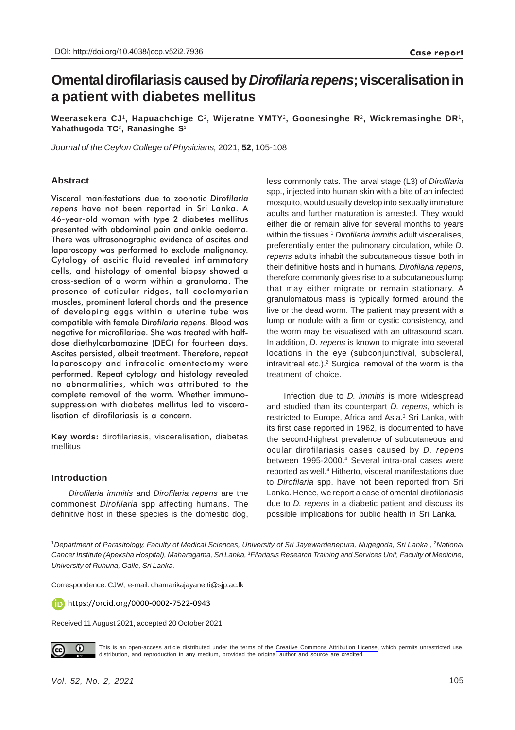DOI: http://doi.org/10.4038/jccp.v52i2.7936

**Case report**

# Omental dirofilariasis caused by *Dirofilaria repens*; visceralisation in a patient with diabetes mellitus

**Weerasekera CJ[1], Hapuachchige C[2], Wijeratne YMTY[2], Goonesinghe R[2], Wickremasinghe DR[1], Yahathugoda TC[3], Ranasinghe S[1]**

*Journal of the Ceylon College of Physicians,* 2021, **52**, 105-108

## Abstract

Visceral manifestations due to zoonotic *Dirofilaria repens* have not been reported in Sri Lanka. A 46-year-old woman with type 2 diabetes mellitus presented with abdominal pain and ankle oedema. There was ultrasonographic evidence of ascites and laparoscopy was performed to exclude malignancy. Cytology of ascitic fluid revealed inflammatory cells, and histology of omental biopsy showed a cross-section of a worm within a granuloma. The presence of cuticular ridges, tall coelomyarian muscles, prominent lateral chords and the presence of developing eggs within a uterine tube was compatible with female *Dirofilaria repens.* Blood was negative for microfilariae. She was treated with half-dose diethylcarbamazine (DEC) for fourteen days. Ascites persisted, albeit treatment. Therefore, repeat laparoscopy and infracolic omentectomy were performed. Repeat cytology and histology revealed no abnormalities, which was attributed to the complete removal of the worm. Whether immuno-suppression with diabetes mellitus led to visceralisation of dirofilariasis is a concern.

**Key words:** dirofilariasis, visceralisation, diabetes mellitus

## Introduction

*Dirofilaria immitis* and *Dirofilaria repens* are the commonest *Dirofilaria* spp affecting humans. The definitive host in these species is the domestic dog, less commonly cats. The larval stage (L3) of *Dirofilaria* spp., injected into human skin with a bite of an infected mosquito, would usually develop into sexually immature adults and further maturation is arrested. They would either die or remain alive for several months to years within the tissues.[1] *Dirofilaria immitis* adult visceralises, preferentially enter the pulmonary circulation, while *D. repens* adults inhabit the subcutaneous tissue both in their definitive hosts and in humans. *Dirofilaria repens*, therefore commonly gives rise to a subcutaneous lump that may either migrate or remain stationary. A granulomatous mass is typically formed around the live or the dead worm. The patient may present with a lump or nodule with a firm or cystic consistency, and the worm may be visualised with an ultrasound scan. In addition, *D. repens* is known to migrate into several locations in the eye (subconjunctival, subscleral, intravitreal etc.).[2] Surgical removal of the worm is the treatment of choice.

Infection due to *D. immitis* is more widespread and studied than its counterpart *D. repens*, which is restricted to Europe, Africa and Asia.[3] Sri Lanka, with its first case reported in 1962, is documented to have the second-highest prevalence of subcutaneous and ocular dirofilariasis cases caused by *D. repens* between 1995-2000.[4] Several intra-oral cases were reported as well.[4] Hitherto, visceral manifestations due to *Dirofilaria* spp. have not been reported from Sri Lanka. Hence, we report a case of omental dirofilariasis due to *D. repens* in a diabetic patient and discuss its possible implications for public health in Sri Lanka.

[1]*Department of Parasitology, Faculty of Medical Sciences, University of Sri Jayewardenepura, Nugegoda, Sri Lanka ,* [2]*National Cancer Institute (Apeksha Hospital), Maharagama, Sri Lanka,* [3]*Filariasis Research Training and Services Unit, Faculty of Medicine, University of Ruhuna, Galle, Sri Lanka.*

Correspondence: CJW, e-mail: chamarikajayanetti@sjp.ac.lk

https://orcid.org/0000-0002-7522-0943

Received 11 August 2021, accepted 20 October 2021

This is an open-access article distributed under the terms of the Creative Commons Attribution License, which permits unrestricted use, distribution, and reproduction in any medium, provided the original author and source are credited.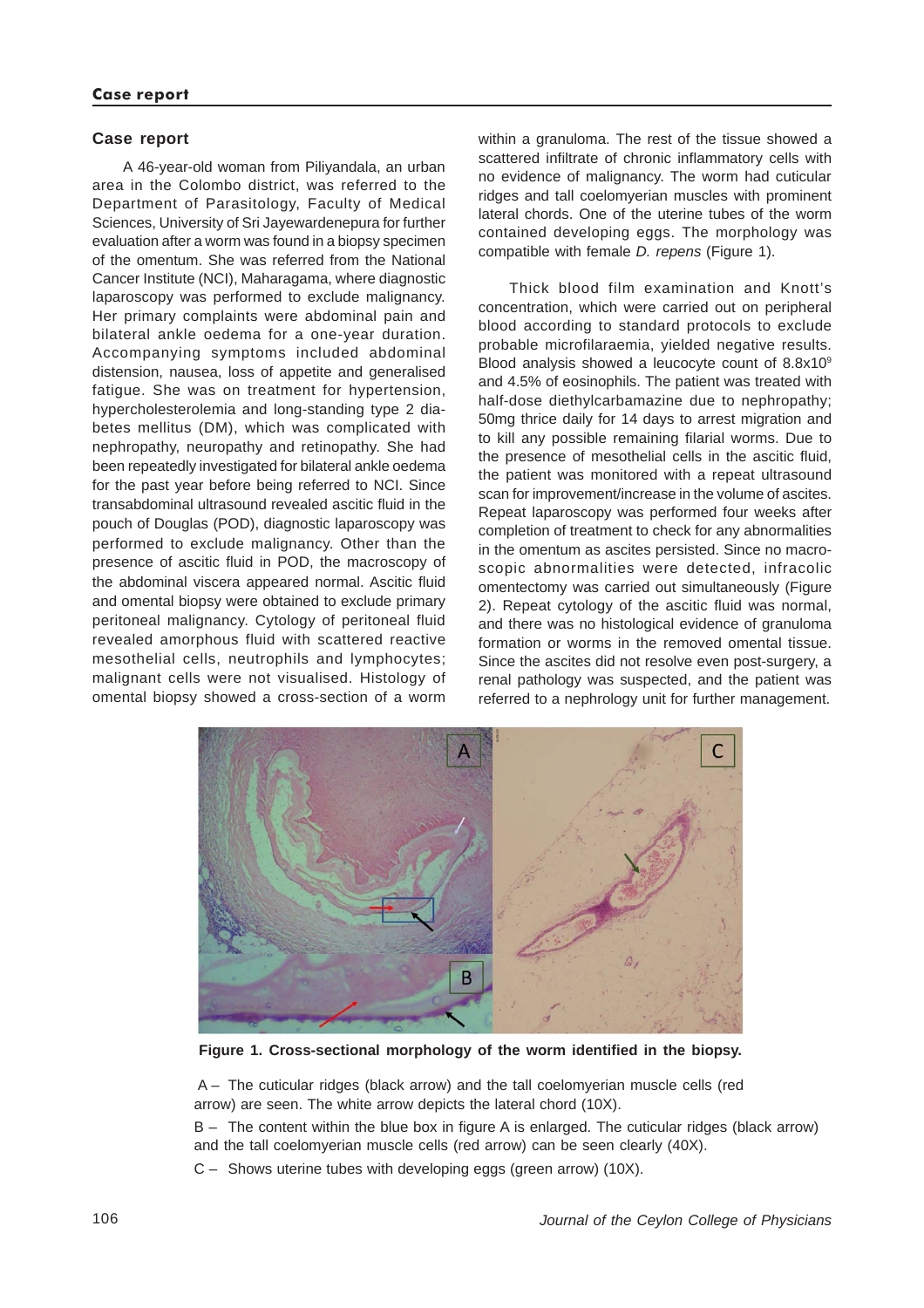## Case report

A 46-year-old woman from Piliyandala, an urban area in the Colombo district, was referred to the Department of Parasitology, Faculty of Medical Sciences, University of Sri Jayewardenepura for further evaluation after a worm was found in a biopsy specimen of the omentum. She was referred from the National Cancer Institute (NCI), Maharagama, where diagnostic laparoscopy was performed to exclude malignancy. Her primary complaints were abdominal pain and bilateral ankle oedema for a one-year duration. Accompanying symptoms included abdominal distension, nausea, loss of appetite and generalised fatigue. She was on treatment for hypertension, hypercholesterolemia and long-standing type 2 diabetes mellitus (DM), which was complicated with nephropathy, neuropathy and retinopathy. She had been repeatedly investigated for bilateral ankle oedema for the past year before being referred to NCI. Since transabdominal ultrasound revealed ascitic fluid in the pouch of Douglas (POD), diagnostic laparoscopy was performed to exclude malignancy. Other than the presence of ascitic fluid in POD, the macroscopy of the abdominal viscera appeared normal. Ascitic fluid and omental biopsy were obtained to exclude primary peritoneal malignancy. Cytology of peritoneal fluid revealed amorphous fluid with scattered reactive mesothelial cells, neutrophils and lymphocytes; malignant cells were not visualised. Histology of omental biopsy showed a cross-section of a worm within a granuloma. The rest of the tissue showed a scattered infiltrate of chronic inflammatory cells with no evidence of malignancy. The worm had cuticular ridges and tall coelomyerian muscles with prominent lateral chords. One of the uterine tubes of the worm contained developing eggs. The morphology was compatible with female *D. repens* (Figure 1).

Thick blood film examination and Knott's concentration, which were carried out on peripheral blood according to standard protocols to exclude probable microfilaraemia, yielded negative results. Blood analysis showed a leucocyte count of $8.8x10^9$ and 4.5% of eosinophils. The patient was treated with half-dose diethylcarbamazine due to nephropathy; 50mg thrice daily for 14 days to arrest migration and to kill any possible remaining filarial worms. Due to the presence of mesothelial cells in the ascitic fluid, the patient was monitored with a repeat ultrasound scan for improvement/increase in the volume of ascites. Repeat laparoscopy was performed four weeks after completion of treatment to check for any abnormalities in the omentum as ascites persisted. Since no macroscopic abnormalities were detected, infracolic omentectomy was carried out simultaneously (Figure 2). Repeat cytology of the ascitic fluid was normal, and there was no histological evidence of granuloma formation or worms in the removed omental tissue. Since the ascites did not resolve even post-surgery, a renal pathology was suspected, and the patient was referred to a nephrology unit for further management.

**Figure 1. Cross-sectional morphology of the worm identified in the biopsy.**

A – The cuticular ridges (black arrow) and the tall coelomyerian muscle cells (red arrow) are seen. The white arrow depicts the lateral chord (10X).

B – The content within the blue box in figure A is enlarged. The cuticular ridges (black arrow) and the tall coelomyerian muscle cells (red arrow) can be seen clearly (40X).

C – Shows uterine tubes with developing eggs (green arrow) (10X).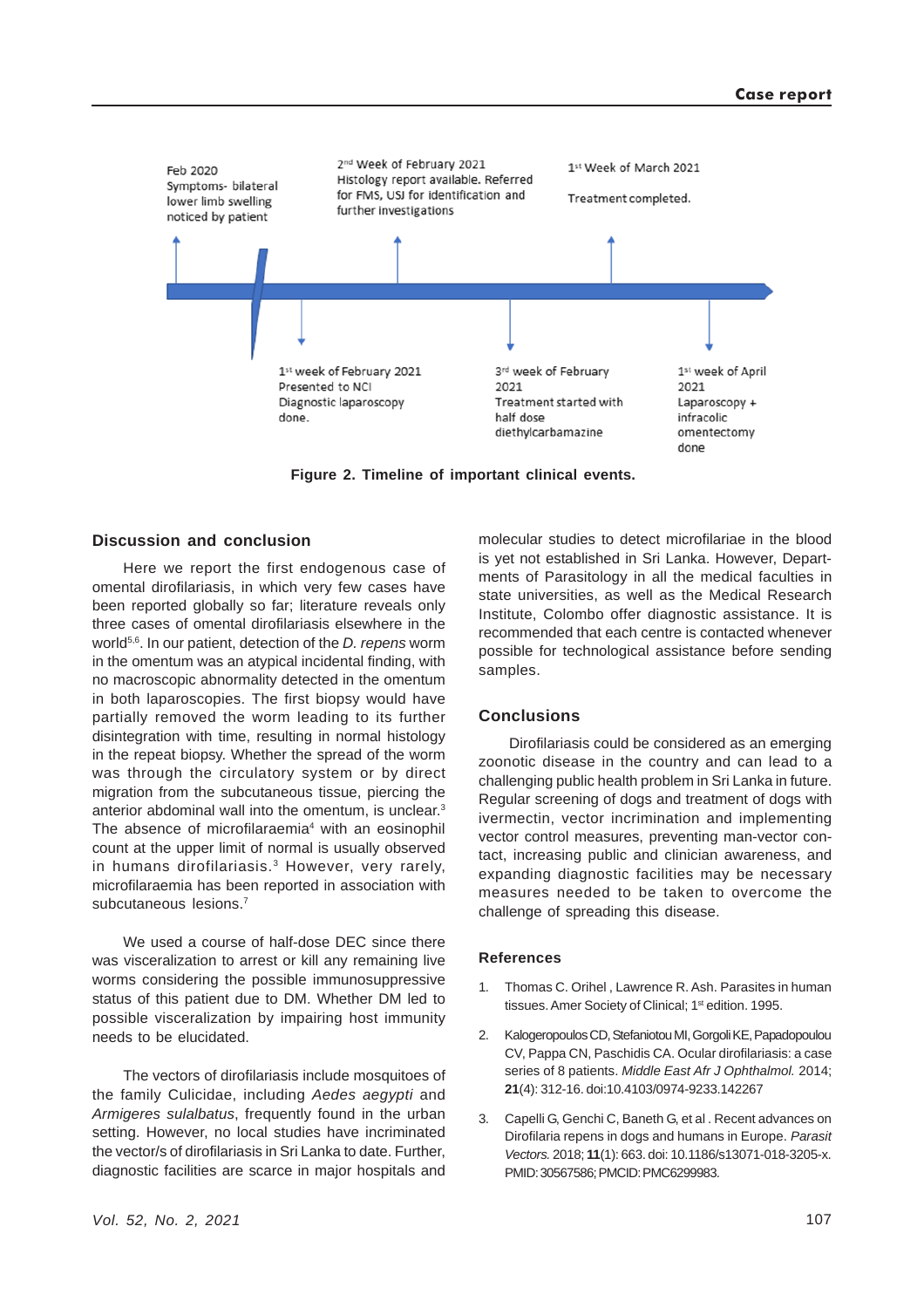Feb 2020
Symptoms- bilateral lower limb swelling noticed by patient

2nd Week of February 2021
Histology report available. Referred for FMS, USI for identification and further investigations

1st Week of March 2021
Treatment completed.

1st week of February 2021
Presented to NCI
Diagnostic laparoscopy done.

3rd week of February 2021
Treatment started with half dose diethylcarbamazine

1st week of April 2021
Laparoscopy + infracolic omentectomy done

**Figure 2. Timeline of important clinical events.**

## Discussion and conclusion

Here we report the first endogenous case of omental dirofilariasis, in which very few cases have been reported globally so far; literature reveals only three cases of omental dirofilariasis elsewhere in the world[5,6]. In our patient, detection of the *D. repens* worm in the omentum was an atypical incidental finding, with no macroscopic abnormality detected in the omentum in both laparoscopies. The first biopsy would have partially removed the worm leading to its further disintegration with time, resulting in normal histology in the repeat biopsy. Whether the spread of the worm was through the circulatory system or by direct migration from the subcutaneous tissue, piercing the anterior abdominal wall into the omentum, is unclear.[3] The absence of microfilaraemia[4] with an eosinophil count at the upper limit of normal is usually observed in humans dirofilariasis.[3] However, very rarely, microfilaraemia has been reported in association with subcutaneous lesions.[7]

We used a course of half-dose DEC since there was visceralization to arrest or kill any remaining live worms considering the possible immunosuppressive status of this patient due to DM. Whether DM led to possible visceralization by impairing host immunity needs to be elucidated.

The vectors of dirofilariasis include mosquitoes of the family Culicidae, including *Aedes aegypti* and *Armigeres sulalbatus*, frequently found in the urban setting. However, no local studies have incriminated the vector/s of dirofilariasis in Sri Lanka to date. Further, diagnostic facilities are scarce in major hospitals and molecular studies to detect microfilariae in the blood is yet not established in Sri Lanka. However, Departments of Parasitology in all the medical faculties in state universities, as well as the Medical Research Institute, Colombo offer diagnostic assistance. It is recommended that each centre is contacted whenever possible for technological assistance before sending samples.

## Conclusions

Dirofilariasis could be considered as an emerging zoonotic disease in the country and can lead to a challenging public health problem in Sri Lanka in future. Regular screening of dogs and treatment of dogs with ivermectin, vector incrimination and implementing vector control measures, preventing man-vector contact, increasing public and clinician awareness, and expanding diagnostic facilities may be necessary measures needed to be taken to overcome the challenge of spreading this disease.

## References

1. Thomas C. Orihel , Lawrence R. Ash. Parasites in human tissues. Amer Society of Clinical; 1st edition. 1995.
2. Kalogeropoulos CD, Stefaniotou MI, Gorgoli KE, Papadopoulou CV, Pappa CN, Paschidis CA. Ocular dirofilariasis: a case series of 8 patients. *Middle East Afr J Ophthalmol.* 2014; **21**(4): 312-16. doi:10.4103/0974-9233.142267
3. Capelli G, Genchi C, Baneth G, et al . Recent advances on Dirofilaria repens in dogs and humans in Europe. *Parasit Vectors.* 2018; **11**(1): 663. doi: 10.1186/s13071-018-3205-x. PMID: 30567586; PMCID: PMC6299983.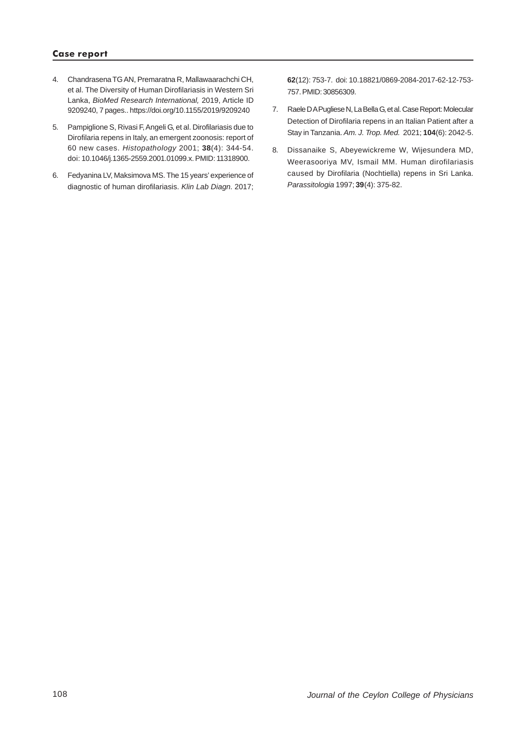4. Chandrasena TG AN, Premaratna R, Mallawaarachchi CH, et al. The Diversity of Human Dirofilariasis in Western Sri Lanka, *BioMed Research International,* 2019, Article ID 9209240, 7 pages.. https://doi.org/10.1155/2019/9209240

5. Pampiglione S, Rivasi F, Angeli G, et al. Dirofilariasis due to Dirofilaria repens in Italy, an emergent zoonosis: report of 60 new cases. *Histopathology* 2001; **38**(4): 344-54. doi: 10.1046/j.1365-2559.2001.01099.x. PMID: 11318900.

6. Fedyanina LV, Maksimova MS. The 15 years' experience of diagnostic of human dirofilariasis. *Klin Lab Diagn.* 2017; **62**(12): 753-7. doi: 10.18821/0869-2084-2017-62-12-753-757. PMID: 30856309.

7. Raele D A Pugliese N, La Bella G, et al. Case Report: Molecular Detection of Dirofilaria repens in an Italian Patient after a Stay in Tanzania. *Am. J. Trop. Med.* 2021; **104**(6): 2042-5.

8. Dissanaike S, Abeyewickreme W, Wijesundera MD, Weerasooriya MV, Ismail MM. Human dirofilariasis caused by Dirofilaria (Nochtiella) repens in Sri Lanka. *Parassitologia* 1997; **39**(4): 375-82.